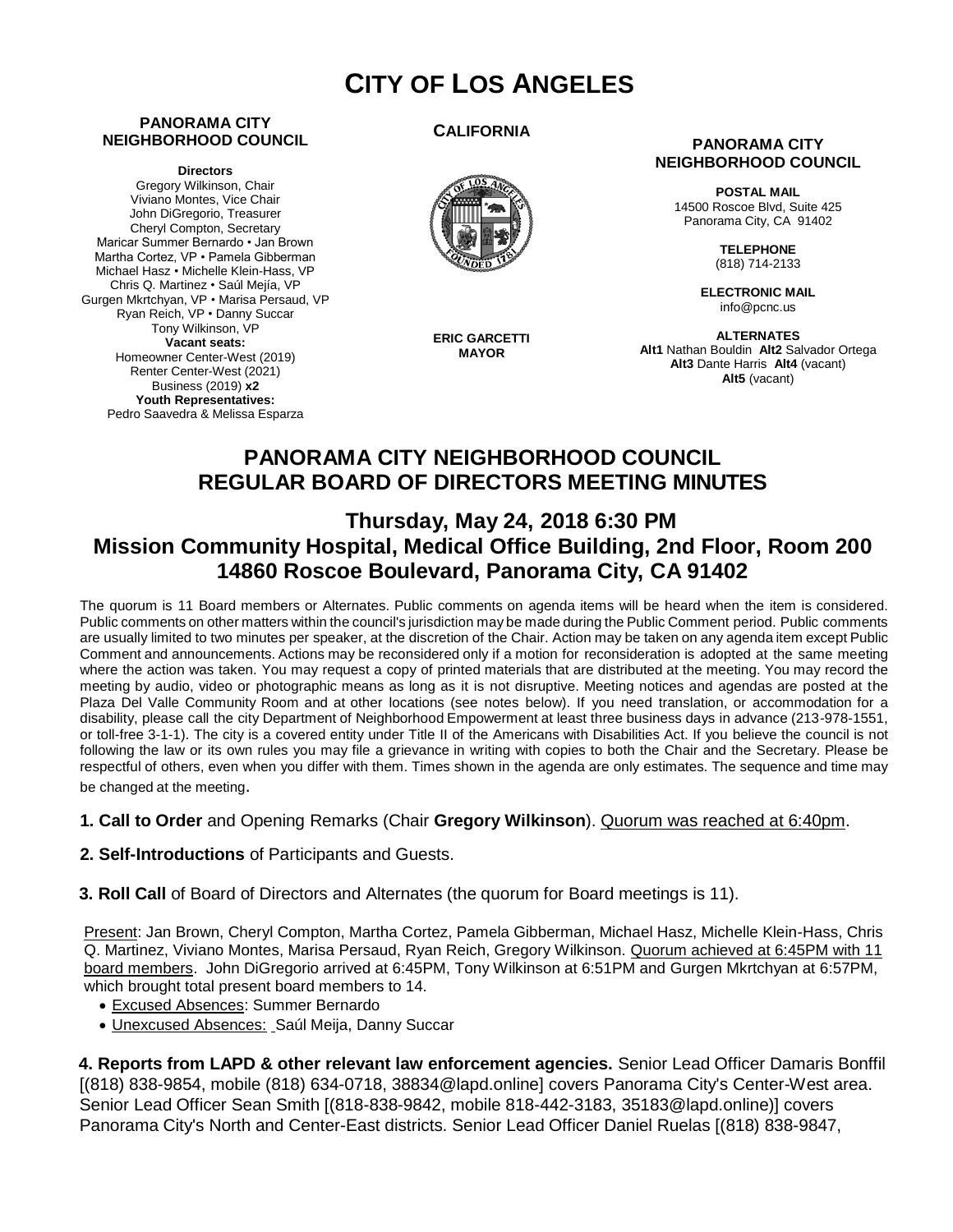# CITY OF LOS ANGELES

**PANORAMA CITY NEIGHBORHOOD COUNCIL**

**Directors**
Gregory Wilkinson, Chair
Viviano Montes, Vice Chair
John DiGregorio, Treasurer
Cheryl Compton, Secretary
Maricar Summer Bernardo • Jan Brown
Martha Cortez, VP • Pamela Gibberman
Michael Hasz • Michelle Klein-Hass, VP
Chris Q. Martinez • Saúl Mejía, VP
Gurgen Mkrtchyan, VP • Marisa Persaud, VP
Ryan Reich, VP • Danny Succar
Tony Wilkinson, VP
**Vacant seats:**
Homeowner Center-West (2019)
Renter Center-West (2021)
Business (2019) **x2**
**Youth Representatives:**
Pedro Saavedra & Melissa Esparza

**CALIFORNIA**

**ERIC GARCETTI**
**MAYOR**

**PANORAMA CITY NEIGHBORHOOD COUNCIL**

**POSTAL MAIL**
14500 Roscoe Blvd, Suite 425
Panorama City, CA 91402

**TELEPHONE**
(818) 714-2133

**ELECTRONIC MAIL**
info@pcnc.us

**ALTERNATES**
**Alt1** Nathan Bouldin **Alt2** Salvador Ortega
**Alt3** Dante Harris **Alt4** (vacant)
**Alt5** (vacant)

## PANORAMA CITY NEIGHBORHOOD COUNCIL REGULAR BOARD OF DIRECTORS MEETING MINUTES

### Thursday, May 24, 2018 6:30 PM
### Mission Community Hospital, Medical Office Building, 2nd Floor, Room 200
### 14860 Roscoe Boulevard, Panorama City, CA 91402

The quorum is 11 Board members or Alternates. Public comments on agenda items will be heard when the item is considered. Public comments on other matters within the council's jurisdiction may be made during the Public Comment period. Public comments are usually limited to two minutes per speaker, at the discretion of the Chair. Action may be taken on any agenda item except Public Comment and announcements. Actions may be reconsidered only if a motion for reconsideration is adopted at the same meeting where the action was taken. You may request a copy of printed materials that are distributed at the meeting. You may record the meeting by audio, video or photographic means as long as it is not disruptive. Meeting notices and agendas are posted at the Plaza Del Valle Community Room and at other locations (see notes below). If you need translation, or accommodation for a disability, please call the city Department of Neighborhood Empowerment at least three business days in advance (213-978-1551, or toll-free 3-1-1). The city is a covered entity under Title II of the Americans with Disabilities Act. If you believe the council is not following the law or its own rules you may file a grievance in writing with copies to both the Chair and the Secretary. Please be respectful of others, even when you differ with them. Times shown in the agenda are only estimates. The sequence and time may be changed at the meeting.

**1. Call to Order** and Opening Remarks (Chair **Gregory Wilkinson**). Quorum was reached at 6:40pm.

**2. Self-Introductions** of Participants and Guests.

**3. Roll Call** of Board of Directors and Alternates (the quorum for Board meetings is 11).

Present: Jan Brown, Cheryl Compton, Martha Cortez, Pamela Gibberman, Michael Hasz, Michelle Klein-Hass, Chris Q. Martinez, Viviano Montes, Marisa Persaud, Ryan Reich, Gregory Wilkinson. Quorum achieved at 6:45PM with 11 board members. John DiGregorio arrived at 6:45PM, Tony Wilkinson at 6:51PM and Gurgen Mkrtchyan at 6:57PM, which brought total present board members to 14.

- Excused Absences: Summer Bernardo
- Unexcused Absences: Saúl Meija, Danny Succar

**4. Reports from LAPD & other relevant law enforcement agencies.** Senior Lead Officer Damaris Bonffil [(818) 838-9854, mobile (818) 634-0718, 38834@lapd.online] covers Panorama City's Center-West area. Senior Lead Officer Sean Smith [(818-838-9842, mobile 818-442-3183, 35183@lapd.online)] covers Panorama City's North and Center-East districts. Senior Lead Officer Daniel Ruelas [(818) 838-9847,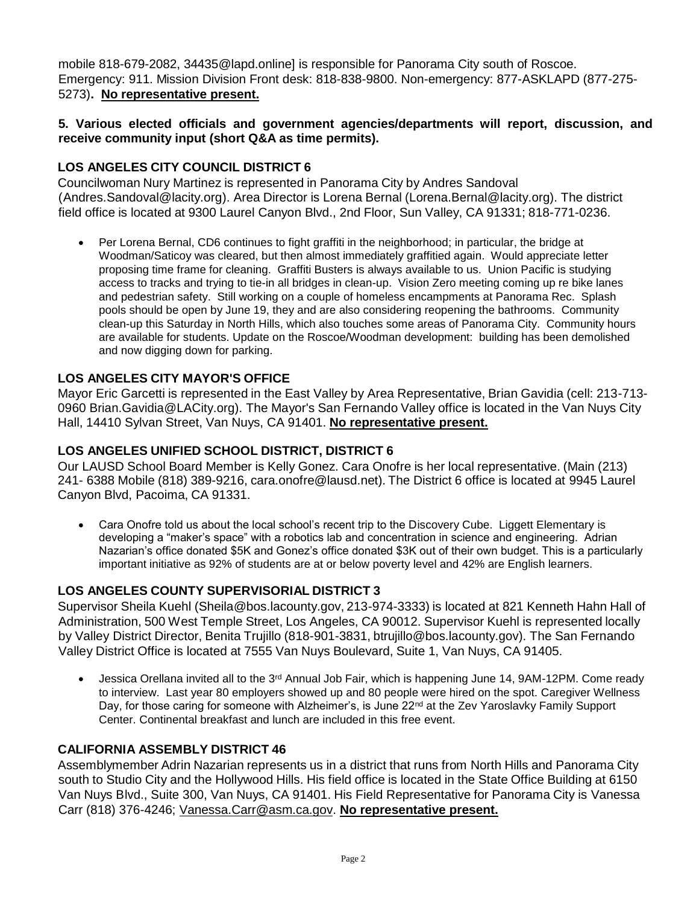mobile 818-679-2082, 34435@lapd.online] is responsible for Panorama City south of Roscoe. Emergency: 911. Mission Division Front desk: 818-838-9800. Non-emergency: 877-ASKLAPD (877-275-5273)**. No representative present.**

**5. Various elected officials and government agencies/departments will report, discussion, and receive community input (short Q&A as time permits).**

### LOS ANGELES CITY COUNCIL DISTRICT 6

Councilwoman Nury Martinez is represented in Panorama City by Andres Sandoval (Andres.Sandoval@lacity.org). Area Director is Lorena Bernal (Lorena.Bernal@lacity.org). The district field office is located at 9300 Laurel Canyon Blvd., 2nd Floor, Sun Valley, CA 91331; 818-771-0236.

- Per Lorena Bernal, CD6 continues to fight graffiti in the neighborhood; in particular, the bridge at Woodman/Saticoy was cleared, but then almost immediately graffitied again. Would appreciate letter proposing time frame for cleaning. Graffiti Busters is always available to us. Union Pacific is studying access to tracks and trying to tie-in all bridges in clean-up. Vision Zero meeting coming up re bike lanes and pedestrian safety. Still working on a couple of homeless encampments at Panorama Rec. Splash pools should be open by June 19, they and are also considering reopening the bathrooms. Community clean-up this Saturday in North Hills, which also touches some areas of Panorama City. Community hours are available for students. Update on the Roscoe/Woodman development: building has been demolished and now digging down for parking.

### LOS ANGELES CITY MAYOR'S OFFICE

Mayor Eric Garcetti is represented in the East Valley by Area Representative, Brian Gavidia (cell: 213-713-0960 Brian.Gavidia@LACity.org). The Mayor's San Fernando Valley office is located in the Van Nuys City Hall, 14410 Sylvan Street, Van Nuys, CA 91401. **No representative present.**

### LOS ANGELES UNIFIED SCHOOL DISTRICT, DISTRICT 6

Our LAUSD School Board Member is Kelly Gonez. Cara Onofre is her local representative. (Main (213) 241- 6388 Mobile (818) 389-9216, cara.onofre@lausd.net). The District 6 office is located at 9945 Laurel Canyon Blvd, Pacoima, CA 91331.

- Cara Onofre told us about the local school's recent trip to the Discovery Cube. Liggett Elementary is developing a "maker's space" with a robotics lab and concentration in science and engineering. Adrian Nazarian's office donated $5K and Gonez's office donated $3K out of their own budget. This is a particularly important initiative as 92% of students are at or below poverty level and 42% are English learners.

### LOS ANGELES COUNTY SUPERVISORIAL DISTRICT 3

Supervisor Sheila Kuehl (Sheila@bos.lacounty.gov, 213-974-3333) is located at 821 Kenneth Hahn Hall of Administration, 500 West Temple Street, Los Angeles, CA 90012. Supervisor Kuehl is represented locally by Valley District Director, Benita Trujillo (818-901-3831, btrujillo@bos.lacounty.gov). The San Fernando Valley District Office is located at 7555 Van Nuys Boulevard, Suite 1, Van Nuys, CA 91405.

- Jessica Orellana invited all to the 3rd Annual Job Fair, which is happening June 14, 9AM-12PM. Come ready to interview. Last year 80 employers showed up and 80 people were hired on the spot. Caregiver Wellness Day, for those caring for someone with Alzheimer's, is June 22nd at the Zev Yaroslavky Family Support Center. Continental breakfast and lunch are included in this free event.

### CALIFORNIA ASSEMBLY DISTRICT 46

Assemblymember Adrin Nazarian represents us in a district that runs from North Hills and Panorama City south to Studio City and the Hollywood Hills. His field office is located in the State Office Building at 6150 Van Nuys Blvd., Suite 300, Van Nuys, CA 91401. His Field Representative for Panorama City is Vanessa Carr (818) 376-4246; Vanessa.Carr@asm.ca.gov. **No representative present.**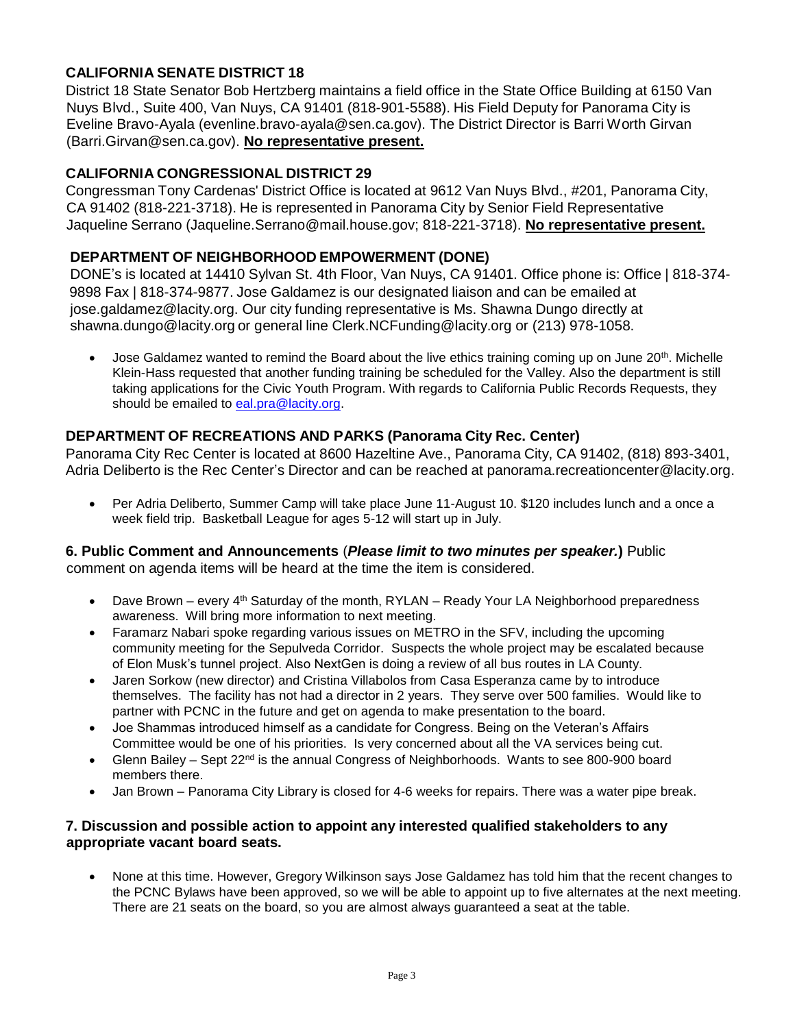### CALIFORNIA SENATE DISTRICT 18

District 18 State Senator Bob Hertzberg maintains a field office in the State Office Building at 6150 Van Nuys Blvd., Suite 400, Van Nuys, CA 91401 (818-901-5588). His Field Deputy for Panorama City is Eveline Bravo-Ayala (evenline.bravo-ayala@sen.ca.gov). The District Director is Barri Worth Girvan (Barri.Girvan@sen.ca.gov). **No representative present.**

### CALIFORNIA CONGRESSIONAL DISTRICT 29

Congressman Tony Cardenas' District Office is located at 9612 Van Nuys Blvd., #201, Panorama City, CA 91402 (818-221-3718). He is represented in Panorama City by Senior Field Representative Jaqueline Serrano (Jaqueline.Serrano@mail.house.gov; 818-221-3718). **No representative present.**

### DEPARTMENT OF NEIGHBORHOOD EMPOWERMENT (DONE)

DONE's is located at 14410 Sylvan St. 4th Floor, Van Nuys, CA 91401. Office phone is: Office | 818-374-9898 Fax | 818-374-9877. Jose Galdamez is our designated liaison and can be emailed at jose.galdamez@lacity.org. Our city funding representative is Ms. Shawna Dungo directly at shawna.dungo@lacity.org or general line Clerk.NCFunding@lacity.org or (213) 978-1058.

- Jose Galdamez wanted to remind the Board about the live ethics training coming up on June 20th. Michelle Klein-Hass requested that another funding training be scheduled for the Valley. Also the department is still taking applications for the Civic Youth Program. With regards to California Public Records Requests, they should be emailed to eal.pra@lacity.org.

### DEPARTMENT OF RECREATIONS AND PARKS (Panorama City Rec. Center)

Panorama City Rec Center is located at 8600 Hazeltine Ave., Panorama City, CA 91402, (818) 893-3401, Adria Deliberto is the Rec Center's Director and can be reached at panorama.recreationcenter@lacity.org.

- Per Adria Deliberto, Summer Camp will take place June 11-August 10. $120 includes lunch and a once a week field trip. Basketball League for ages 5-12 will start up in July.

### 6. Public Comment and Announcements (*Please limit to two minutes per speaker.*) Public comment on agenda items will be heard at the time the item is considered.

- Dave Brown – every 4th Saturday of the month, RYLAN – Ready Your LA Neighborhood preparedness awareness. Will bring more information to next meeting.
- Faramarz Nabari spoke regarding various issues on METRO in the SFV, including the upcoming community meeting for the Sepulveda Corridor. Suspects the whole project may be escalated because of Elon Musk's tunnel project. Also NextGen is doing a review of all bus routes in LA County.
- Jaren Sorkow (new director) and Cristina Villabolos from Casa Esperanza came by to introduce themselves. The facility has not had a director in 2 years. They serve over 500 families. Would like to partner with PCNC in the future and get on agenda to make presentation to the board.
- Joe Shammas introduced himself as a candidate for Congress. Being on the Veteran's Affairs Committee would be one of his priorities. Is very concerned about all the VA services being cut.
- Glenn Bailey – Sept 22nd is the annual Congress of Neighborhoods. Wants to see 800-900 board members there.
- Jan Brown – Panorama City Library is closed for 4-6 weeks for repairs. There was a water pipe break.

### 7. Discussion and possible action to appoint any interested qualified stakeholders to any appropriate vacant board seats.

- None at this time. However, Gregory Wilkinson says Jose Galdamez has told him that the recent changes to the PCNC Bylaws have been approved, so we will be able to appoint up to five alternates at the next meeting. There are 21 seats on the board, so you are almost always guaranteed a seat at the table.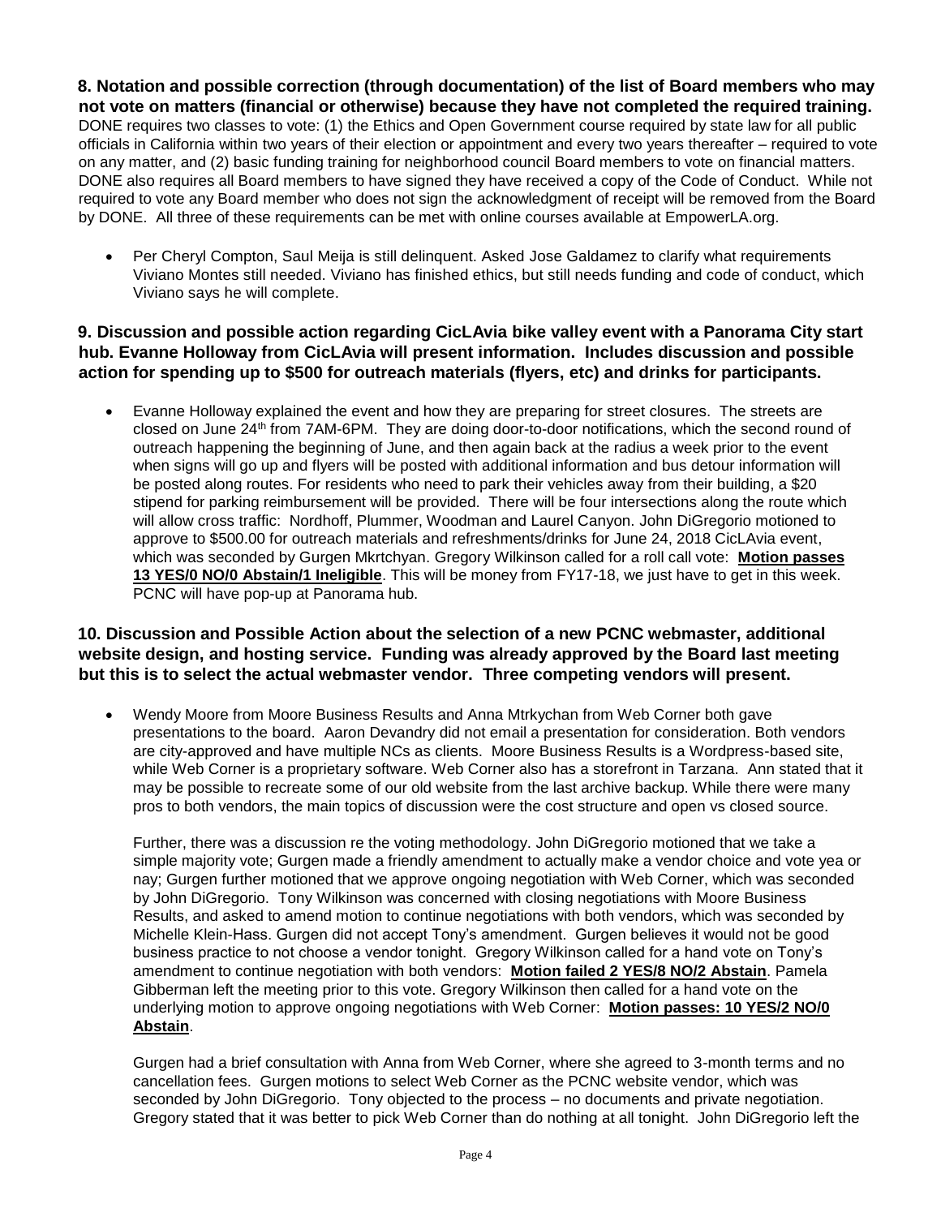**8. Notation and possible correction (through documentation) of the list of Board members who may not vote on matters (financial or otherwise) because they have not completed the required training.**
DONE requires two classes to vote: (1) the Ethics and Open Government course required by state law for all public officials in California within two years of their election or appointment and every two years thereafter – required to vote on any matter, and (2) basic funding training for neighborhood council Board members to vote on financial matters. DONE also requires all Board members to have signed they have received a copy of the Code of Conduct. While not required to vote any Board member who does not sign the acknowledgment of receipt will be removed from the Board by DONE. All three of these requirements can be met with online courses available at EmpowerLA.org.

- Per Cheryl Compton, Saul Meija is still delinquent. Asked Jose Galdamez to clarify what requirements Viviano Montes still needed. Viviano has finished ethics, but still needs funding and code of conduct, which Viviano says he will complete.

**9. Discussion and possible action regarding CicLAvia bike valley event with a Panorama City start hub. Evanne Holloway from CicLAvia will present information. Includes discussion and possible action for spending up to $500 for outreach materials (flyers, etc) and drinks for participants.**

- Evanne Holloway explained the event and how they are preparing for street closures. The streets are closed on June 24th from 7AM-6PM. They are doing door-to-door notifications, which the second round of outreach happening the beginning of June, and then again back at the radius a week prior to the event when signs will go up and flyers will be posted with additional information and bus detour information will be posted along routes. For residents who need to park their vehicles away from their building, a $20 stipend for parking reimbursement will be provided. There will be four intersections along the route which will allow cross traffic: Nordhoff, Plummer, Woodman and Laurel Canyon. John DiGregorio motioned to approve to $500.00 for outreach materials and refreshments/drinks for June 24, 2018 CicLAvia event, which was seconded by Gurgen Mkrtchyan. Gregory Wilkinson called for a roll call vote: **Motion passes 13 YES/0 NO/0 Abstain/1 Ineligible**. This will be money from FY17-18, we just have to get in this week. PCNC will have pop-up at Panorama hub.

**10. Discussion and Possible Action about the selection of a new PCNC webmaster, additional website design, and hosting service. Funding was already approved by the Board last meeting but this is to select the actual webmaster vendor. Three competing vendors will present.**

- Wendy Moore from Moore Business Results and Anna Mtrkychan from Web Corner both gave presentations to the board. Aaron Devandry did not email a presentation for consideration. Both vendors are city-approved and have multiple NCs as clients. Moore Business Results is a Wordpress-based site, while Web Corner is a proprietary software. Web Corner also has a storefront in Tarzana. Ann stated that it may be possible to recreate some of our old website from the last archive backup. While there were many pros to both vendors, the main topics of discussion were the cost structure and open vs closed source.

  Further, there was a discussion re the voting methodology. John DiGregorio motioned that we take a simple majority vote; Gurgen made a friendly amendment to actually make a vendor choice and vote yea or nay; Gurgen further motioned that we approve ongoing negotiation with Web Corner, which was seconded by John DiGregorio. Tony Wilkinson was concerned with closing negotiations with Moore Business Results, and asked to amend motion to continue negotiations with both vendors, which was seconded by Michelle Klein-Hass. Gurgen did not accept Tony's amendment. Gurgen believes it would not be good business practice to not choose a vendor tonight. Gregory Wilkinson called for a hand vote on Tony's amendment to continue negotiation with both vendors: **Motion failed 2 YES/8 NO/2 Abstain**. Pamela Gibberman left the meeting prior to this vote. Gregory Wilkinson then called for a hand vote on the underlying motion to approve ongoing negotiations with Web Corner: **Motion passes: 10 YES/2 NO/0 Abstain**.

  Gurgen had a brief consultation with Anna from Web Corner, where she agreed to 3-month terms and no cancellation fees. Gurgen motions to select Web Corner as the PCNC website vendor, which was seconded by John DiGregorio. Tony objected to the process – no documents and private negotiation. Gregory stated that it was better to pick Web Corner than do nothing at all tonight. John DiGregorio left the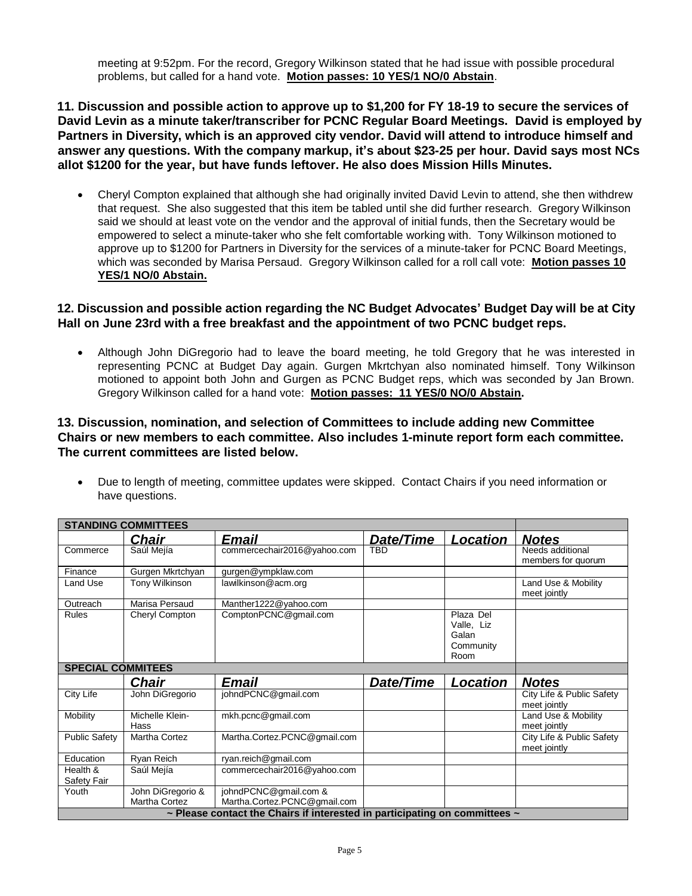meeting at 9:52pm. For the record, Gregory Wilkinson stated that he had issue with possible procedural problems, but called for a hand vote. **Motion passes: 10 YES/1 NO/0 Abstain**.

**11. Discussion and possible action to approve up to $1,200 for FY 18-19 to secure the services of David Levin as a minute taker/transcriber for PCNC Regular Board Meetings. David is employed by Partners in Diversity, which is an approved city vendor. David will attend to introduce himself and answer any questions. With the company markup, it's about $23-25 per hour. David says most NCs allot $1200 for the year, but have funds leftover. He also does Mission Hills Minutes.**

- Cheryl Compton explained that although she had originally invited David Levin to attend, she then withdrew that request. She also suggested that this item be tabled until she did further research. Gregory Wilkinson said we should at least vote on the vendor and the approval of initial funds, then the Secretary would be empowered to select a minute-taker who she felt comfortable working with. Tony Wilkinson motioned to approve up to $1200 for Partners in Diversity for the services of a minute-taker for PCNC Board Meetings, which was seconded by Marisa Persaud. Gregory Wilkinson called for a roll call vote: **Motion passes 10 YES/1 NO/0 Abstain.**

**12. Discussion and possible action regarding the NC Budget Advocates' Budget Day will be at City Hall on June 23rd with a free breakfast and the appointment of two PCNC budget reps.**

- Although John DiGregorio had to leave the board meeting, he told Gregory that he was interested in representing PCNC at Budget Day again. Gurgen Mkrtchyan also nominated himself. Tony Wilkinson motioned to appoint both John and Gurgen as PCNC Budget reps, which was seconded by Jan Brown. Gregory Wilkinson called for a hand vote: **Motion passes: 11 YES/0 NO/0 Abstain.**

**13. Discussion, nomination, and selection of Committees to include adding new Committee Chairs or new members to each committee. Also includes 1-minute report form each committee. The current committees are listed below.**

- Due to length of meeting, committee updates were skipped. Contact Chairs if you need information or have questions.

| **STANDING COMMITTEES** | | | | | |
|---|---|---|---|---|---|
| | ***Chair*** | ***Email*** | ***Date/Time*** | ***Location*** | ***Notes*** |
| Commerce | Saúl Mejía | commercechair2016@yahoo.com | TBD | | Needs additional members for quorum |
| Finance | Gurgen Mkrtchyan | gurgen@ympklaw.com | | | |
| Land Use | Tony Wilkinson | lawilkinson@acm.org | | | Land Use & Mobility meet jointly |
| Outreach | Marisa Persaud | Manther1222@yahoo.com | | | |
| Rules | Cheryl Compton | ComptonPCNC@gmail.com | | Plaza Del Valle, Liz Galan Community Room | |
| **SPECIAL COMMITEES** | | | | | |
| | ***Chair*** | ***Email*** | ***Date/Time*** | ***Location*** | ***Notes*** |
| City Life | John DiGregorio | johndPCNC@gmail.com | | | City Life & Public Safety meet jointly |
| Mobility | Michelle Klein-Hass | mkh.pcnc@gmail.com | | | Land Use & Mobility meet jointly |
| Public Safety | Martha Cortez | Martha.Cortez.PCNC@gmail.com | | | City Life & Public Safety meet jointly |
| Education | Ryan Reich | ryan.reich@gmail.com | | | |
| Health & Safety Fair | Saúl Mejía | commercechair2016@yahoo.com | | | |
| Youth | John DiGregorio & Martha Cortez | johndPCNC@gmail.com & Martha.Cortez.PCNC@gmail.com | | | |
| **~ Please contact the Chairs if interested in participating on committees ~** | | | | | |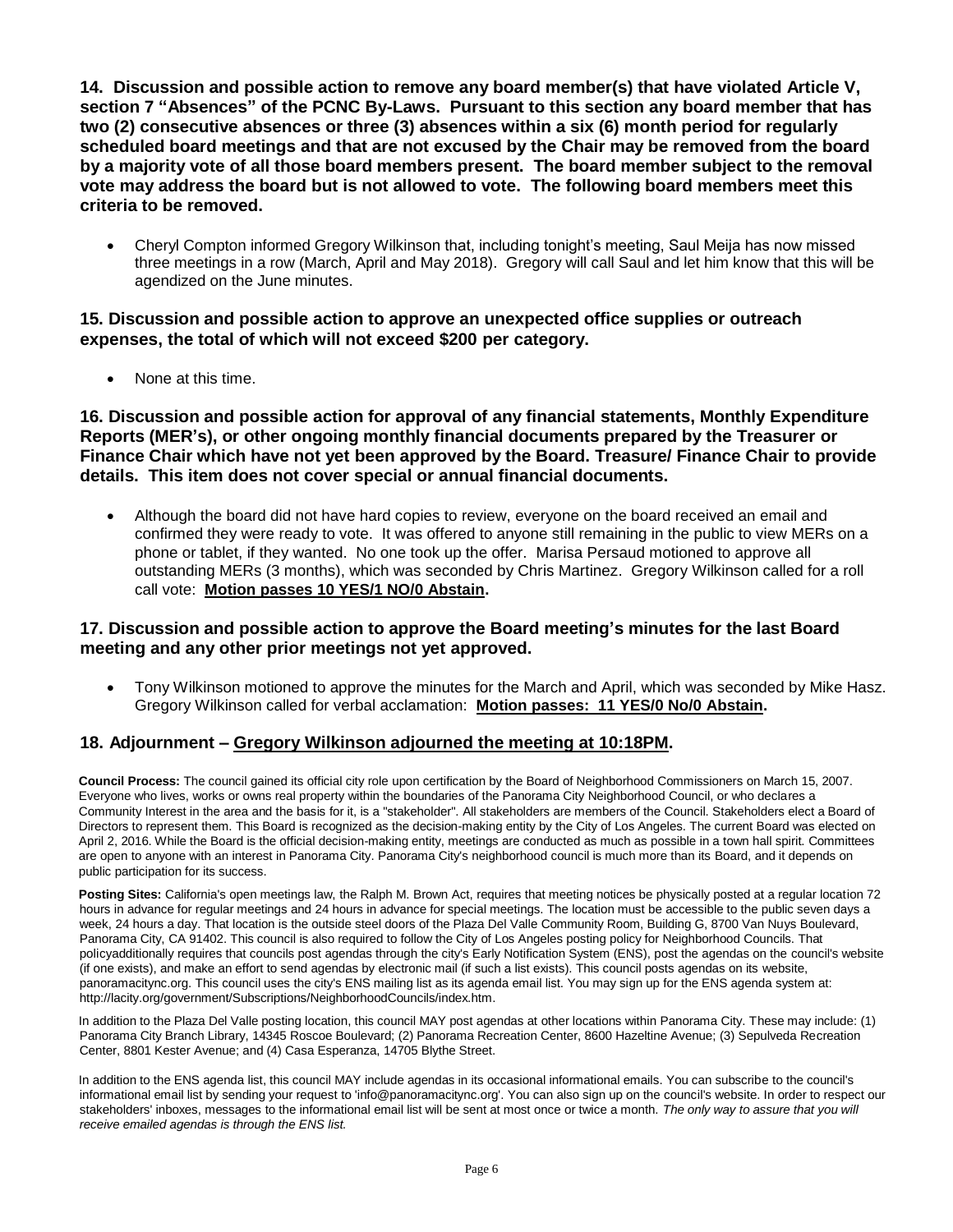**14. Discussion and possible action to remove any board member(s) that have violated Article V, section 7 "Absences" of the PCNC By-Laws. Pursuant to this section any board member that has two (2) consecutive absences or three (3) absences within a six (6) month period for regularly scheduled board meetings and that are not excused by the Chair may be removed from the board by a majority vote of all those board members present. The board member subject to the removal vote may address the board but is not allowed to vote. The following board members meet this criteria to be removed.**

- Cheryl Compton informed Gregory Wilkinson that, including tonight's meeting, Saul Meija has now missed three meetings in a row (March, April and May 2018). Gregory will call Saul and let him know that this will be agendized on the June minutes.

**15. Discussion and possible action to approve an unexpected office supplies or outreach expenses, the total of which will not exceed $200 per category.**

- None at this time.

**16. Discussion and possible action for approval of any financial statements, Monthly Expenditure Reports (MER's), or other ongoing monthly financial documents prepared by the Treasurer or Finance Chair which have not yet been approved by the Board. Treasure/ Finance Chair to provide details. This item does not cover special or annual financial documents.**

- Although the board did not have hard copies to review, everyone on the board received an email and confirmed they were ready to vote. It was offered to anyone still remaining in the public to view MERs on a phone or tablet, if they wanted. No one took up the offer. Marisa Persaud motioned to approve all outstanding MERs (3 months), which was seconded by Chris Martinez. Gregory Wilkinson called for a roll call vote: **Motion passes 10 YES/1 NO/0 Abstain.**

**17. Discussion and possible action to approve the Board meeting's minutes for the last Board meeting and any other prior meetings not yet approved.**

- Tony Wilkinson motioned to approve the minutes for the March and April, which was seconded by Mike Hasz. Gregory Wilkinson called for verbal acclamation: **Motion passes: 11 YES/0 No/0 Abstain.**

**18. Adjournment – Gregory Wilkinson adjourned the meeting at 10:18PM.**

**Council Process:** The council gained its official city role upon certification by the Board of Neighborhood Commissioners on March 15, 2007. Everyone who lives, works or owns real property within the boundaries of the Panorama City Neighborhood Council, or who declares a Community Interest in the area and the basis for it, is a "stakeholder". All stakeholders are members of the Council. Stakeholders elect a Board of Directors to represent them. This Board is recognized as the decision-making entity by the City of Los Angeles. The current Board was elected on April 2, 2016. While the Board is the official decision-making entity, meetings are conducted as much as possible in a town hall spirit. Committees are open to anyone with an interest in Panorama City. Panorama City's neighborhood council is much more than its Board, and it depends on public participation for its success.

**Posting Sites:** California's open meetings law, the Ralph M. Brown Act, requires that meeting notices be physically posted at a regular location 72 hours in advance for regular meetings and 24 hours in advance for special meetings. The location must be accessible to the public seven days a week, 24 hours a day. That location is the outside steel doors of the Plaza Del Valle Community Room, Building G, 8700 Van Nuys Boulevard, Panorama City, CA 91402. This council is also required to follow the City of Los Angeles posting policy for Neighborhood Councils. That policyadditionally requires that councils post agendas through the city's Early Notification System (ENS), post the agendas on the council's website (if one exists), and make an effort to send agendas by electronic mail (if such a list exists). This council posts agendas on its website, panoramacitync.org. This council uses the city's ENS mailing list as its agenda email list. You may sign up for the ENS agenda system at: http://lacity.org/government/Subscriptions/NeighborhoodCouncils/index.htm.

In addition to the Plaza Del Valle posting location, this council MAY post agendas at other locations within Panorama City. These may include: (1) Panorama City Branch Library, 14345 Roscoe Boulevard; (2) Panorama Recreation Center, 8600 Hazeltine Avenue; (3) Sepulveda Recreation Center, 8801 Kester Avenue; and (4) Casa Esperanza, 14705 Blythe Street.

In addition to the ENS agenda list, this council MAY include agendas in its occasional informational emails. You can subscribe to the council's informational email list by sending your request to 'info@panoramacitync.org'. You can also sign up on the council's website. In order to respect our stakeholders' inboxes, messages to the informational email list will be sent at most once or twice a month. *The only way to assure that you will receive emailed agendas is through the ENS list.*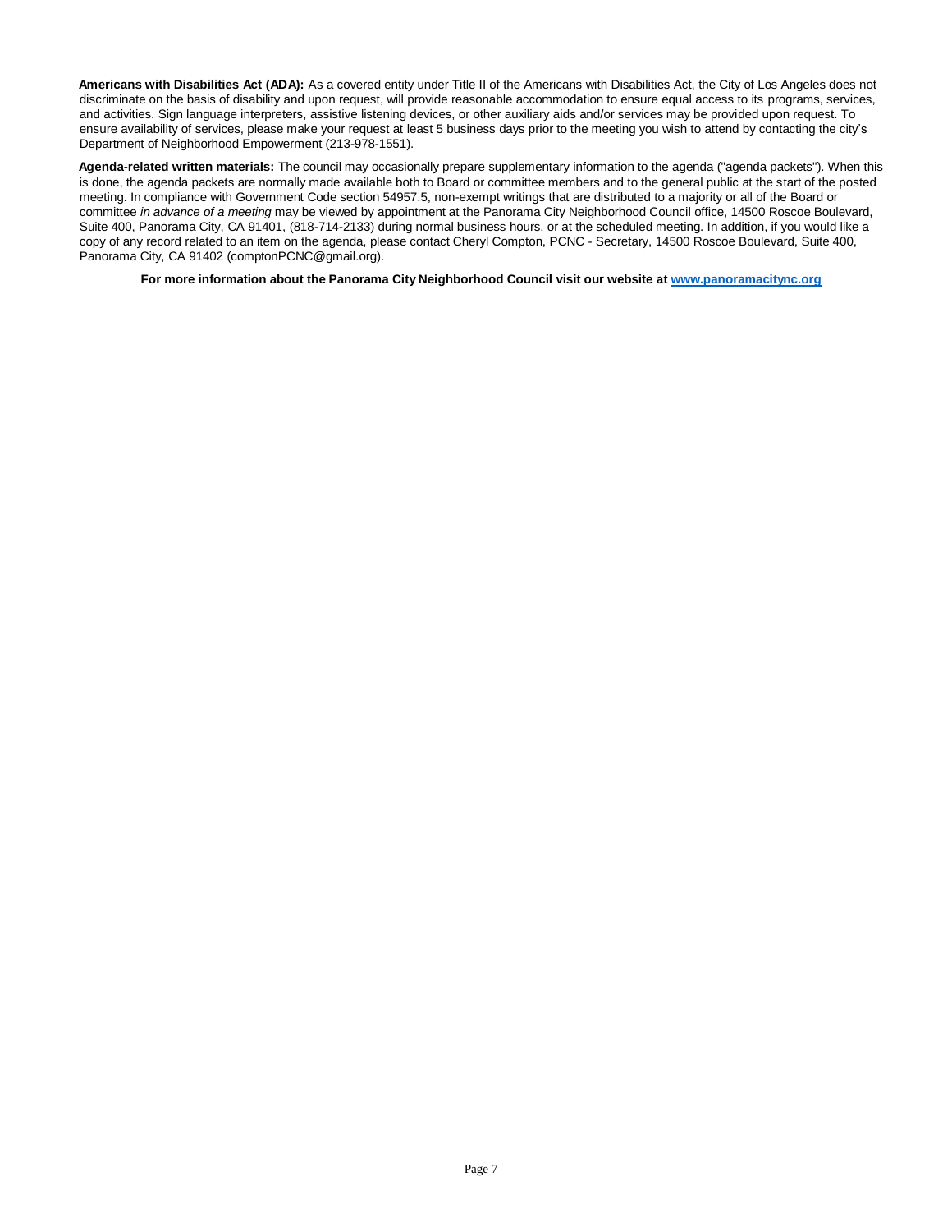**Americans with Disabilities Act (ADA):** As a covered entity under Title II of the Americans with Disabilities Act, the City of Los Angeles does not discriminate on the basis of disability and upon request, will provide reasonable accommodation to ensure equal access to its programs, services, and activities. Sign language interpreters, assistive listening devices, or other auxiliary aids and/or services may be provided upon request. To ensure availability of services, please make your request at least 5 business days prior to the meeting you wish to attend by contacting the city's Department of Neighborhood Empowerment (213-978-1551).

**Agenda-related written materials:** The council may occasionally prepare supplementary information to the agenda ("agenda packets"). When this is done, the agenda packets are normally made available both to Board or committee members and to the general public at the start of the posted meeting. In compliance with Government Code section 54957.5, non-exempt writings that are distributed to a majority or all of the Board or committee *in advance of a meeting* may be viewed by appointment at the Panorama City Neighborhood Council office, 14500 Roscoe Boulevard, Suite 400, Panorama City, CA 91401, (818-714-2133) during normal business hours, or at the scheduled meeting. In addition, if you would like a copy of any record related to an item on the agenda, please contact Cheryl Compton, PCNC - Secretary, 14500 Roscoe Boulevard, Suite 400, Panorama City, CA 91402 (comptonPCNC@gmail.org).

**For more information about the Panorama City Neighborhood Council visit our website at [www.panoramacitync.org](http://www.panoramacitync.org)**